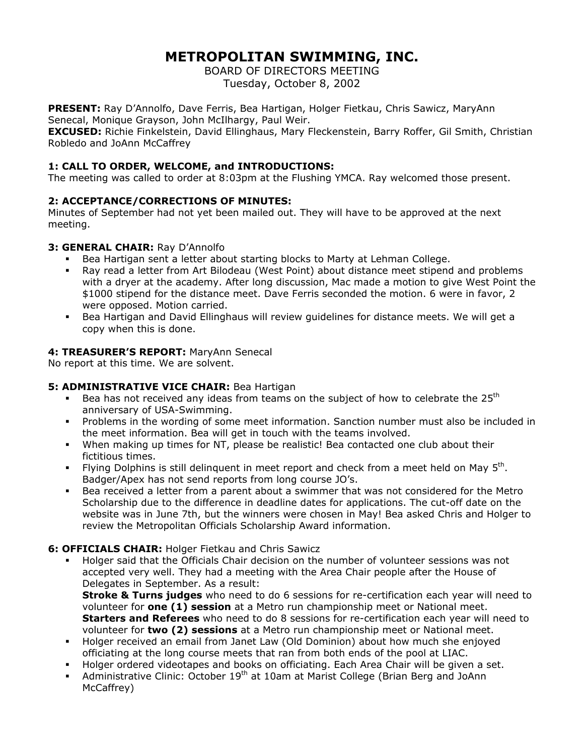# METROPOLITAN SWIMMING, INC.

BOARD OF DIRECTORS MEETING
Tuesday, October 8, 2002

**PRESENT:** Ray D'Annolfo, Dave Ferris, Bea Hartigan, Holger Fietkau, Chris Sawicz, MaryAnn Senecal, Monique Grayson, John McIlhargy, Paul Weir.
**EXCUSED:** Richie Finkelstein, David Ellinghaus, Mary Fleckenstein, Barry Roffer, Gil Smith, Christian Robledo and JoAnn McCaffrey

### 1: CALL TO ORDER, WELCOME, and INTRODUCTIONS:

The meeting was called to order at 8:03pm at the Flushing YMCA. Ray welcomed those present.

### 2: ACCEPTANCE/CORRECTIONS OF MINUTES:

Minutes of September had not yet been mailed out. They will have to be approved at the next meeting.

### 3: GENERAL CHAIR: Ray D'Annolfo

- Bea Hartigan sent a letter about starting blocks to Marty at Lehman College.
- Ray read a letter from Art Bilodeau (West Point) about distance meet stipend and problems with a dryer at the academy. After long discussion, Mac made a motion to give West Point the $1000 stipend for the distance meet. Dave Ferris seconded the motion. 6 were in favor, 2 were opposed. Motion carried.
- Bea Hartigan and David Ellinghaus will review guidelines for distance meets. We will get a copy when this is done.

### 4: TREASURER'S REPORT: MaryAnn Senecal

No report at this time. We are solvent.

### 5: ADMINISTRATIVE VICE CHAIR: Bea Hartigan

- Bea has not received any ideas from teams on the subject of how to celebrate the 25th anniversary of USA-Swimming.
- Problems in the wording of some meet information. Sanction number must also be included in the meet information. Bea will get in touch with the teams involved.
- When making up times for NT, please be realistic! Bea contacted one club about their fictitious times.
- Flying Dolphins is still delinquent in meet report and check from a meet held on May 5th. Badger/Apex has not send reports from long course JO's.
- Bea received a letter from a parent about a swimmer that was not considered for the Metro Scholarship due to the difference in deadline dates for applications. The cut-off date on the website was in June 7th, but the winners were chosen in May! Bea asked Chris and Holger to review the Metropolitan Officials Scholarship Award information.

### 6: OFFICIALS CHAIR: Holger Fietkau and Chris Sawicz

- Holger said that the Officials Chair decision on the number of volunteer sessions was not accepted very well. They had a meeting with the Area Chair people after the House of Delegates in September. As a result:
  **Stroke & Turns judges** who need to do 6 sessions for re-certification each year will need to volunteer for **one (1) session** at a Metro run championship meet or National meet.
  **Starters and Referees** who need to do 8 sessions for re-certification each year will need to volunteer for **two (2) sessions** at a Metro run championship meet or National meet.
- Holger received an email from Janet Law (Old Dominion) about how much she enjoyed officiating at the long course meets that ran from both ends of the pool at LIAC.
- Holger ordered videotapes and books on officiating. Each Area Chair will be given a set.
- Administrative Clinic: October 19th at 10am at Marist College (Brian Berg and JoAnn McCaffrey)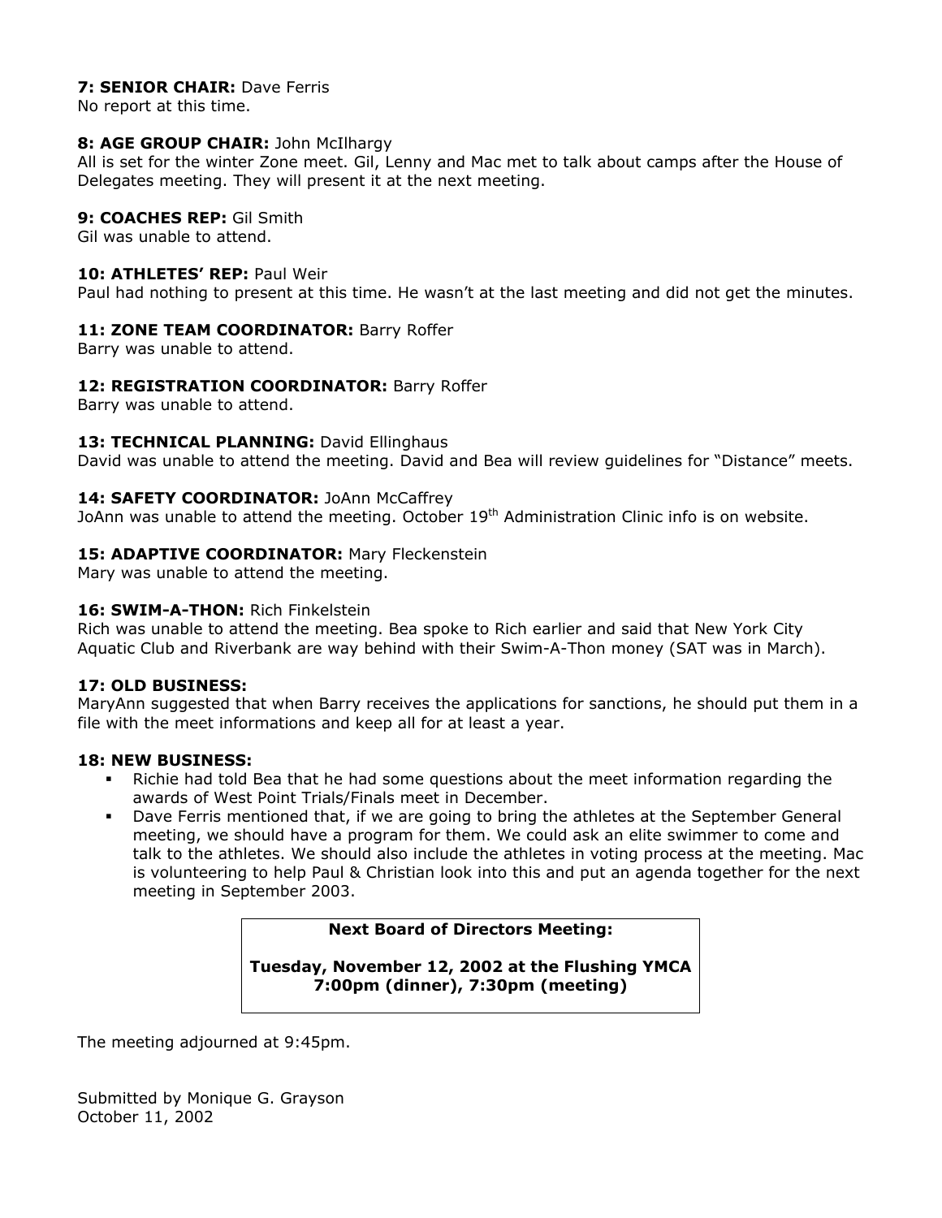**7: SENIOR CHAIR:** Dave Ferris
No report at this time.

**8: AGE GROUP CHAIR:** John McIlhargy
All is set for the winter Zone meet. Gil, Lenny and Mac met to talk about camps after the House of Delegates meeting. They will present it at the next meeting.

**9: COACHES REP:** Gil Smith
Gil was unable to attend.

**10: ATHLETES' REP:** Paul Weir
Paul had nothing to present at this time. He wasn't at the last meeting and did not get the minutes.

**11: ZONE TEAM COORDINATOR:** Barry Roffer
Barry was unable to attend.

**12: REGISTRATION COORDINATOR:** Barry Roffer
Barry was unable to attend.

**13: TECHNICAL PLANNING:** David Ellinghaus
David was unable to attend the meeting. David and Bea will review guidelines for "Distance" meets.

**14: SAFETY COORDINATOR:** JoAnn McCaffrey
JoAnn was unable to attend the meeting. October 19th Administration Clinic info is on website.

**15: ADAPTIVE COORDINATOR:** Mary Fleckenstein
Mary was unable to attend the meeting.

**16: SWIM-A-THON:** Rich Finkelstein
Rich was unable to attend the meeting. Bea spoke to Rich earlier and said that New York City Aquatic Club and Riverbank are way behind with their Swim-A-Thon money (SAT was in March).

**17: OLD BUSINESS:**
MaryAnn suggested that when Barry receives the applications for sanctions, he should put them in a file with the meet informations and keep all for at least a year.

**18: NEW BUSINESS:**

- Richie had told Bea that he had some questions about the meet information regarding the awards of West Point Trials/Finals meet in December.
- Dave Ferris mentioned that, if we are going to bring the athletes at the September General meeting, we should have a program for them. We could ask an elite swimmer to come and talk to the athletes. We should also include the athletes in voting process at the meeting. Mac is volunteering to help Paul & Christian look into this and put an agenda together for the next meeting in September 2003.

**Next Board of Directors Meeting:**

**Tuesday, November 12, 2002 at the Flushing YMCA**
**7:00pm (dinner), 7:30pm (meeting)**

The meeting adjourned at 9:45pm.

Submitted by Monique G. Grayson
October 11, 2002